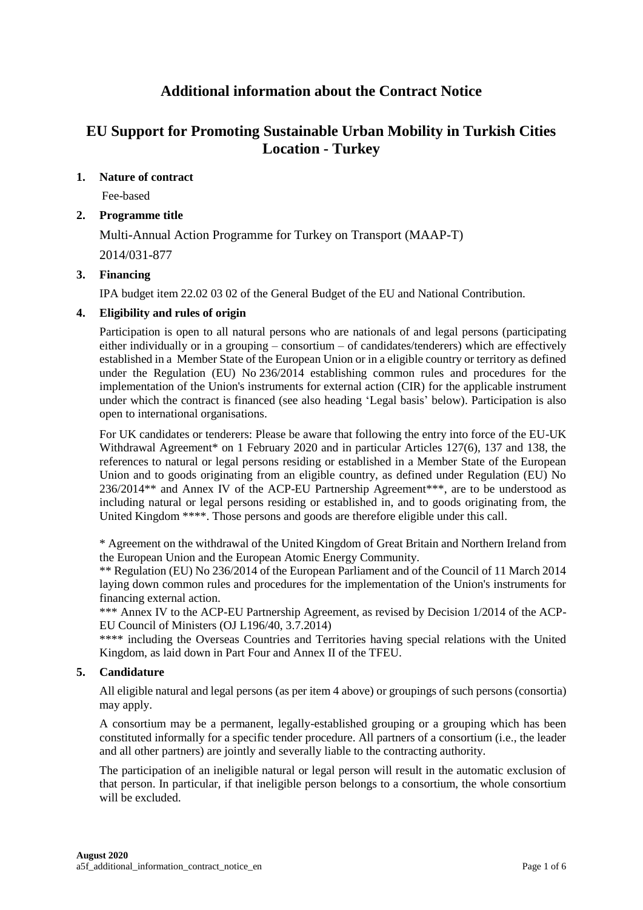# Additional information about the Contract Notice

# EU Support for Promoting Sustainable Urban Mobility in Turkish Cities Location - Turkey

## 1. Nature of contract

Fee-based

## 2. Programme title

Multi-Annual Action Programme for Turkey on Transport (MAAP-T)

2014/031-877

## 3. Financing

IPA budget item 22.02 03 02 of the General Budget of the EU and National Contribution.

## 4. Eligibility and rules of origin

Participation is open to all natural persons who are nationals of and legal persons (participating either individually or in a grouping – consortium – of candidates/tenderers) which are effectively established in a Member State of the European Union or in a eligible country or territory as defined under the Regulation (EU) No 236/2014 establishing common rules and procedures for the implementation of the Union's instruments for external action (CIR) for the applicable instrument under which the contract is financed (see also heading 'Legal basis' below). Participation is also open to international organisations.

For UK candidates or tenderers: Please be aware that following the entry into force of the EU-UK Withdrawal Agreement* on 1 February 2020 and in particular Articles 127(6), 137 and 138, the references to natural or legal persons residing or established in a Member State of the European Union and to goods originating from an eligible country, as defined under Regulation (EU) No 236/2014** and Annex IV of the ACP-EU Partnership Agreement***, are to be understood as including natural or legal persons residing or established in, and to goods originating from, the United Kingdom ****. Those persons and goods are therefore eligible under this call.

* Agreement on the withdrawal of the United Kingdom of Great Britain and Northern Ireland from the European Union and the European Atomic Energy Community.

** Regulation (EU) No 236/2014 of the European Parliament and of the Council of 11 March 2014 laying down common rules and procedures for the implementation of the Union's instruments for financing external action.

*** Annex IV to the ACP-EU Partnership Agreement, as revised by Decision 1/2014 of the ACP-EU Council of Ministers (OJ L196/40, 3.7.2014)

**** including the Overseas Countries and Territories having special relations with the United Kingdom, as laid down in Part Four and Annex II of the TFEU.

## 5. Candidature

All eligible natural and legal persons (as per item 4 above) or groupings of such persons (consortia) may apply.

A consortium may be a permanent, legally-established grouping or a grouping which has been constituted informally for a specific tender procedure. All partners of a consortium (i.e., the leader and all other partners) are jointly and severally liable to the contracting authority.

The participation of an ineligible natural or legal person will result in the automatic exclusion of that person. In particular, if that ineligible person belongs to a consortium, the whole consortium will be excluded.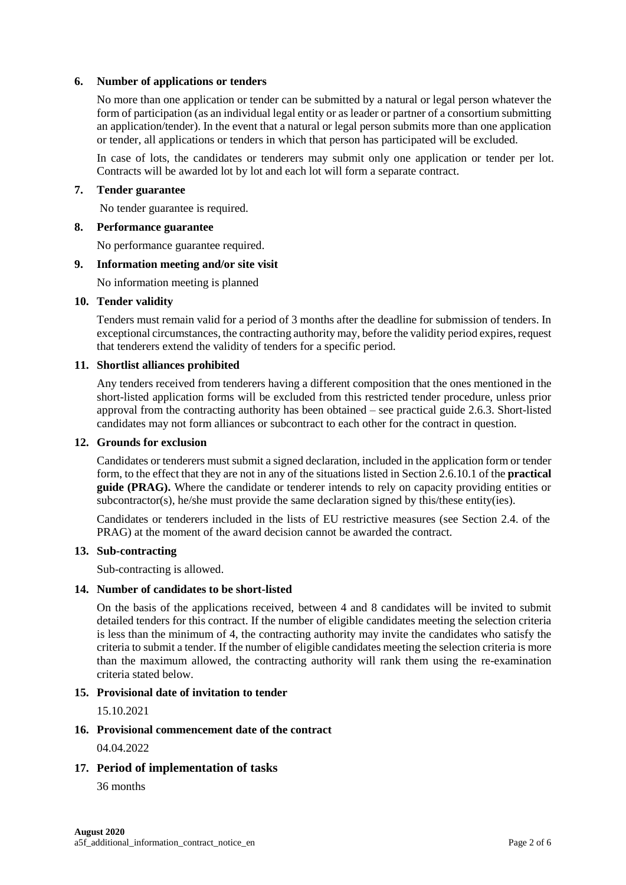**6. Number of applications or tenders**

No more than one application or tender can be submitted by a natural or legal person whatever the form of participation (as an individual legal entity or as leader or partner of a consortium submitting an application/tender). In the event that a natural or legal person submits more than one application or tender, all applications or tenders in which that person has participated will be excluded.

In case of lots, the candidates or tenderers may submit only one application or tender per lot. Contracts will be awarded lot by lot and each lot will form a separate contract.

**7. Tender guarantee**

No tender guarantee is required.

**8. Performance guarantee**

No performance guarantee required.

**9. Information meeting and/or site visit**

No information meeting is planned

**10. Tender validity**

Tenders must remain valid for a period of 3 months after the deadline for submission of tenders. In exceptional circumstances, the contracting authority may, before the validity period expires, request that tenderers extend the validity of tenders for a specific period.

**11. Shortlist alliances prohibited**

Any tenders received from tenderers having a different composition that the ones mentioned in the short-listed application forms will be excluded from this restricted tender procedure, unless prior approval from the contracting authority has been obtained – see practical guide 2.6.3. Short-listed candidates may not form alliances or subcontract to each other for the contract in question.

**12. Grounds for exclusion**

Candidates or tenderers must submit a signed declaration, included in the application form or tender form, to the effect that they are not in any of the situations listed in Section 2.6.10.1 of the **practical guide (PRAG).** Where the candidate or tenderer intends to rely on capacity providing entities or subcontractor(s), he/she must provide the same declaration signed by this/these entity(ies).

Candidates or tenderers included in the lists of EU restrictive measures (see Section 2.4. of the PRAG) at the moment of the award decision cannot be awarded the contract.

**13. Sub-contracting**

Sub-contracting is allowed.

**14. Number of candidates to be short-listed**

On the basis of the applications received, between 4 and 8 candidates will be invited to submit detailed tenders for this contract. If the number of eligible candidates meeting the selection criteria is less than the minimum of 4, the contracting authority may invite the candidates who satisfy the criteria to submit a tender. If the number of eligible candidates meeting the selection criteria is more than the maximum allowed, the contracting authority will rank them using the re-examination criteria stated below.

**15. Provisional date of invitation to tender**

15.10.2021

**16. Provisional commencement date of the contract**

04.04.2022

**17. Period of implementation of tasks**

36 months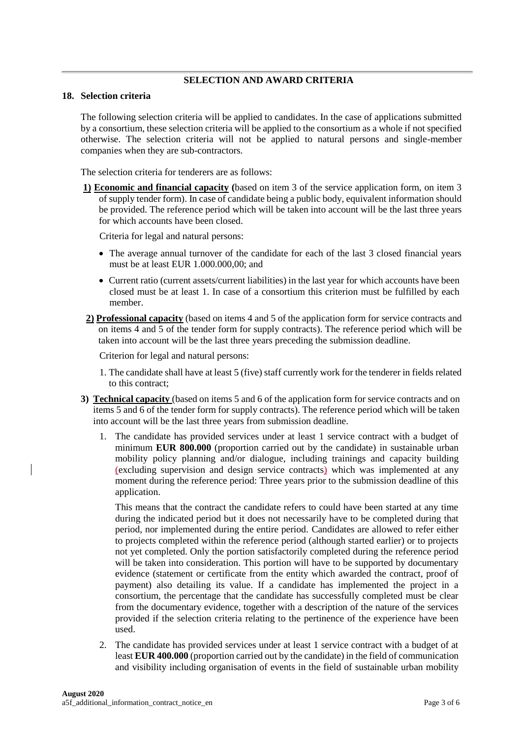## SELECTION AND AWARD CRITERIA

### 18. Selection criteria

The following selection criteria will be applied to candidates. In the case of applications submitted by a consortium, these selection criteria will be applied to the consortium as a whole if not specified otherwise. The selection criteria will not be applied to natural persons and single-member companies when they are sub-contractors.

The selection criteria for tenderers are as follows:

**1) Economic and financial capacity** (based on item 3 of the service application form, on item 3 of supply tender form). In case of candidate being a public body, equivalent information should be provided. The reference period which will be taken into account will be the last three years for which accounts have been closed.

Criteria for legal and natural persons:

- The average annual turnover of the candidate for each of the last 3 closed financial years must be at least EUR 1.000.000,00; and
- Current ratio (current assets/current liabilities) in the last year for which accounts have been closed must be at least 1. In case of a consortium this criterion must be fulfilled by each member.

**2) Professional capacity** (based on items 4 and 5 of the application form for service contracts and on items 4 and 5 of the tender form for supply contracts). The reference period which will be taken into account will be the last three years preceding the submission deadline.

Criterion for legal and natural persons:

1. The candidate shall have at least 5 (five) staff currently work for the tenderer in fields related to this contract;

**3) Technical capacity** (based on items 5 and 6 of the application form for service contracts and on items 5 and 6 of the tender form for supply contracts). The reference period which will be taken into account will be the last three years from submission deadline.

1. The candidate has provided services under at least 1 service contract with a budget of minimum **EUR 800.000** (proportion carried out by the candidate) in sustainable urban mobility policy planning and/or dialogue, including trainings and capacity building (excluding supervision and design service contracts) which was implemented at any moment during the reference period: Three years prior to the submission deadline of this application.

   This means that the contract the candidate refers to could have been started at any time during the indicated period but it does not necessarily have to be completed during that period, nor implemented during the entire period. Candidates are allowed to refer either to projects completed within the reference period (although started earlier) or to projects not yet completed. Only the portion satisfactorily completed during the reference period will be taken into consideration. This portion will have to be supported by documentary evidence (statement or certificate from the entity which awarded the contract, proof of payment) also detailing its value. If a candidate has implemented the project in a consortium, the percentage that the candidate has successfully completed must be clear from the documentary evidence, together with a description of the nature of the services provided if the selection criteria relating to the pertinence of the experience have been used.

2. The candidate has provided services under at least 1 service contract with a budget of at least **EUR 400.000** (proportion carried out by the candidate) in the field of communication and visibility including organisation of events in the field of sustainable urban mobility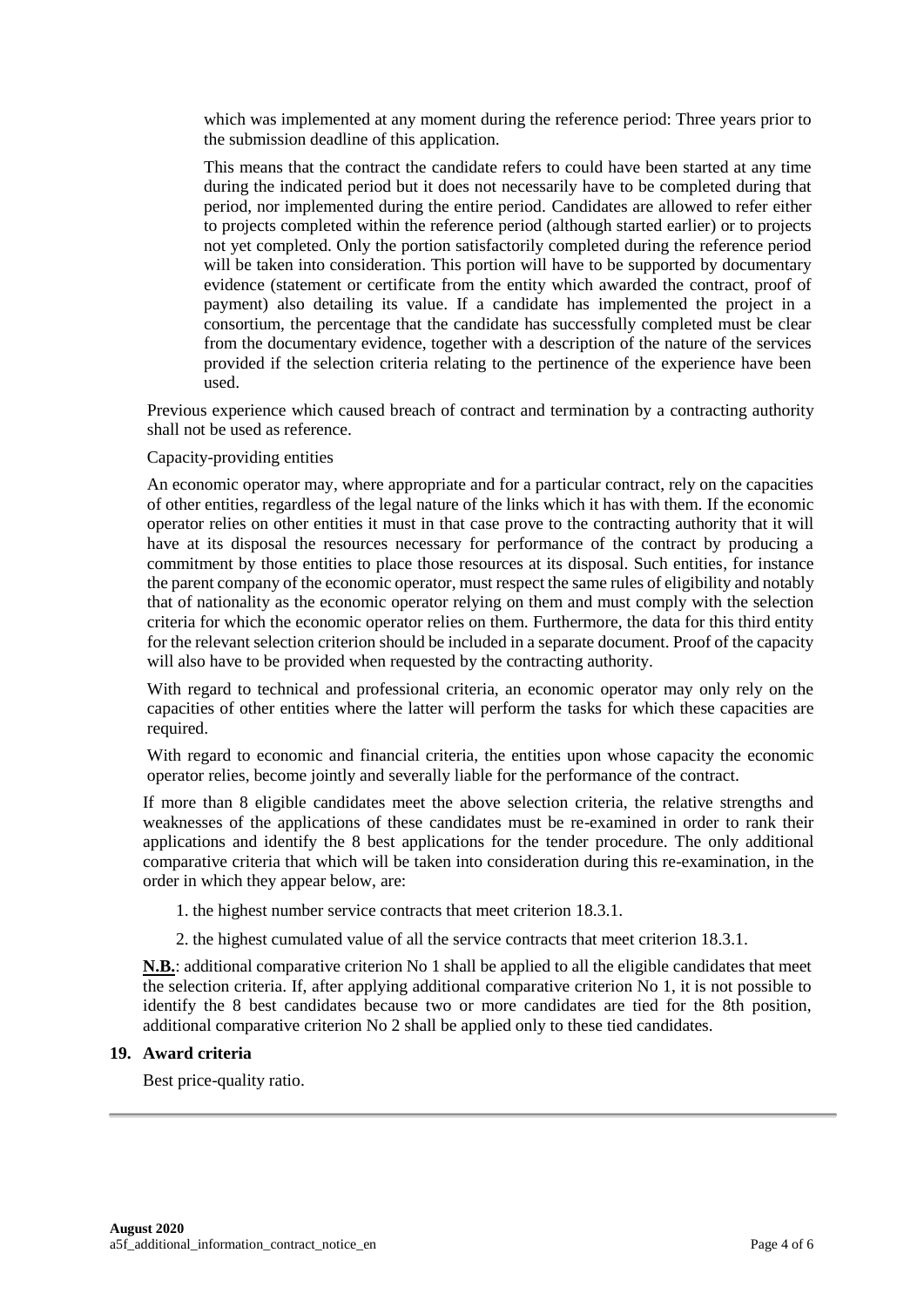which was implemented at any moment during the reference period: Three years prior to the submission deadline of this application.

This means that the contract the candidate refers to could have been started at any time during the indicated period but it does not necessarily have to be completed during that period, nor implemented during the entire period. Candidates are allowed to refer either to projects completed within the reference period (although started earlier) or to projects not yet completed. Only the portion satisfactorily completed during the reference period will be taken into consideration. This portion will have to be supported by documentary evidence (statement or certificate from the entity which awarded the contract, proof of payment) also detailing its value. If a candidate has implemented the project in a consortium, the percentage that the candidate has successfully completed must be clear from the documentary evidence, together with a description of the nature of the services provided if the selection criteria relating to the pertinence of the experience have been used.

Previous experience which caused breach of contract and termination by a contracting authority shall not be used as reference.

Capacity-providing entities

An economic operator may, where appropriate and for a particular contract, rely on the capacities of other entities, regardless of the legal nature of the links which it has with them. If the economic operator relies on other entities it must in that case prove to the contracting authority that it will have at its disposal the resources necessary for performance of the contract by producing a commitment by those entities to place those resources at its disposal. Such entities, for instance the parent company of the economic operator, must respect the same rules of eligibility and notably that of nationality as the economic operator relying on them and must comply with the selection criteria for which the economic operator relies on them. Furthermore, the data for this third entity for the relevant selection criterion should be included in a separate document. Proof of the capacity will also have to be provided when requested by the contracting authority.

With regard to technical and professional criteria, an economic operator may only rely on the capacities of other entities where the latter will perform the tasks for which these capacities are required.

With regard to economic and financial criteria, the entities upon whose capacity the economic operator relies, become jointly and severally liable for the performance of the contract.

If more than 8 eligible candidates meet the above selection criteria, the relative strengths and weaknesses of the applications of these candidates must be re-examined in order to rank their applications and identify the 8 best applications for the tender procedure. The only additional comparative criteria that which will be taken into consideration during this re-examination, in the order in which they appear below, are:

1. the highest number service contracts that meet criterion 18.3.1.
2. the highest cumulated value of all the service contracts that meet criterion 18.3.1.

**N.B.**: additional comparative criterion No 1 shall be applied to all the eligible candidates that meet the selection criteria. If, after applying additional comparative criterion No 1, it is not possible to identify the 8 best candidates because two or more candidates are tied for the 8th position, additional comparative criterion No 2 shall be applied only to these tied candidates.

## 19. Award criteria

Best price-quality ratio.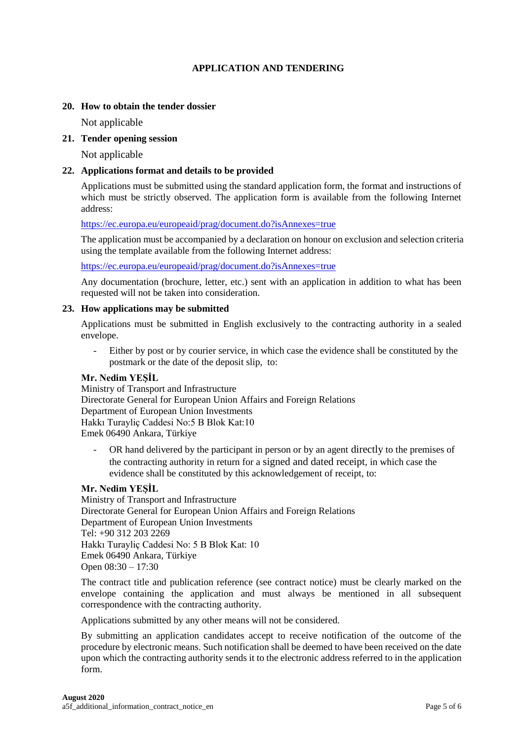## APPLICATION AND TENDERING

### 20. How to obtain the tender dossier

Not applicable

### 21. Tender opening session

Not applicable

### 22. Applications format and details to be provided

Applications must be submitted using the standard application form, the format and instructions of which must be strictly observed. The application form is available from the following Internet address:

https://ec.europa.eu/europeaid/prag/document.do?isAnnexes=true

The application must be accompanied by a declaration on honour on exclusion and selection criteria using the template available from the following Internet address:

https://ec.europa.eu/europeaid/prag/document.do?isAnnexes=true

Any documentation (brochure, letter, etc.) sent with an application in addition to what has been requested will not be taken into consideration.

### 23. How applications may be submitted

Applications must be submitted in English exclusively to the contracting authority in a sealed envelope.

- Either by post or by courier service, in which case the evidence shall be constituted by the postmark or the date of the deposit slip, to:

**Mr. Nedim YEŞİL**
Ministry of Transport and Infrastructure
Directorate General for European Union Affairs and Foreign Relations
Department of European Union Investments
Hakkı Turayliç Caddesi No:5 B Blok Kat:10
Emek 06490 Ankara, Türkiye

- OR hand delivered by the participant in person or by an agent directly to the premises of the contracting authority in return for a signed and dated receipt, in which case the evidence shall be constituted by this acknowledgement of receipt, to:

**Mr. Nedim YEŞİL**
Ministry of Transport and Infrastructure
Directorate General for European Union Affairs and Foreign Relations
Department of European Union Investments
Tel: +90 312 203 2269
Hakkı Turayliç Caddesi No: 5 B Blok Kat: 10
Emek 06490 Ankara, Türkiye
Open 08:30 – 17:30

The contract title and publication reference (see contract notice) must be clearly marked on the envelope containing the application and must always be mentioned in all subsequent correspondence with the contracting authority.

Applications submitted by any other means will not be considered.

By submitting an application candidates accept to receive notification of the outcome of the procedure by electronic means. Such notification shall be deemed to have been received on the date upon which the contracting authority sends it to the electronic address referred to in the application form.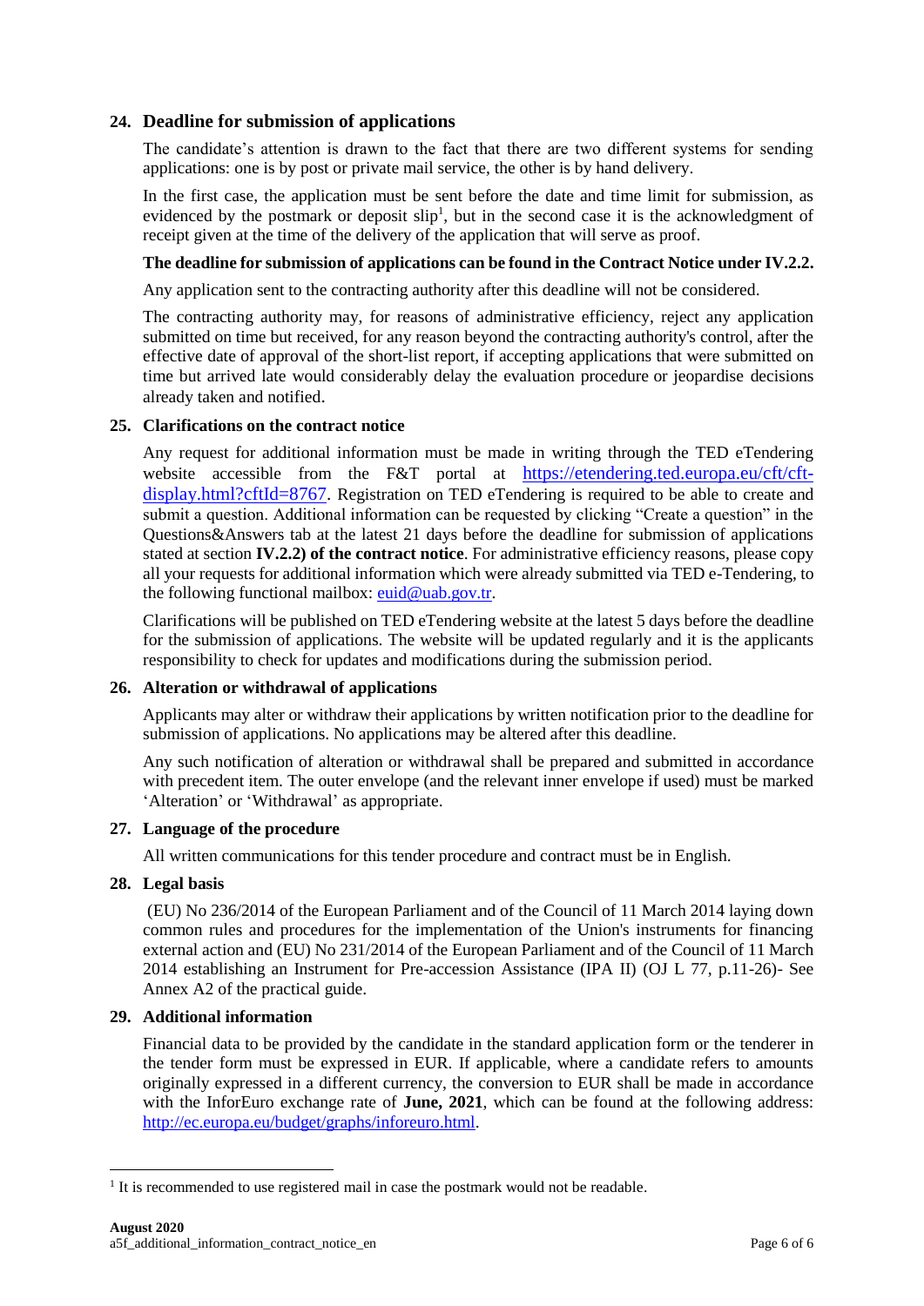## 24. Deadline for submission of applications

The candidate's attention is drawn to the fact that there are two different systems for sending applications: one is by post or private mail service, the other is by hand delivery.

In the first case, the application must be sent before the date and time limit for submission, as evidenced by the postmark or deposit slip[1], but in the second case it is the acknowledgment of receipt given at the time of the delivery of the application that will serve as proof.

**The deadline for submission of applications can be found in the Contract Notice under IV.2.2.**

Any application sent to the contracting authority after this deadline will not be considered.

The contracting authority may, for reasons of administrative efficiency, reject any application submitted on time but received, for any reason beyond the contracting authority's control, after the effective date of approval of the short-list report, if accepting applications that were submitted on time but arrived late would considerably delay the evaluation procedure or jeopardise decisions already taken and notified.

## 25. Clarifications on the contract notice

Any request for additional information must be made in writing through the TED eTendering website accessible from the F&T portal at [https://etendering.ted.europa.eu/cft/cft-display.html?cftId=8767](https://etendering.ted.europa.eu/cft/cft-display.html?cftId=8767). Registration on TED eTendering is required to be able to create and submit a question. Additional information can be requested by clicking "Create a question" in the Questions&Answers tab at the latest 21 days before the deadline for submission of applications stated at section **IV.2.2) of the contract notice**. For administrative efficiency reasons, please copy all your requests for additional information which were already submitted via TED e-Tendering, to the following functional mailbox: [euid@uab.gov.tr](mailto:euid@uab.gov.tr).

Clarifications will be published on TED eTendering website at the latest 5 days before the deadline for the submission of applications. The website will be updated regularly and it is the applicants responsibility to check for updates and modifications during the submission period.

## 26. Alteration or withdrawal of applications

Applicants may alter or withdraw their applications by written notification prior to the deadline for submission of applications. No applications may be altered after this deadline.

Any such notification of alteration or withdrawal shall be prepared and submitted in accordance with precedent item. The outer envelope (and the relevant inner envelope if used) must be marked 'Alteration' or 'Withdrawal' as appropriate.

## 27. Language of the procedure

All written communications for this tender procedure and contract must be in English.

## 28. Legal basis

(EU) No 236/2014 of the European Parliament and of the Council of 11 March 2014 laying down common rules and procedures for the implementation of the Union's instruments for financing external action and (EU) No 231/2014 of the European Parliament and of the Council of 11 March 2014 establishing an Instrument for Pre-accession Assistance (IPA II) (OJ L 77, p.11-26)- See Annex A2 of the practical guide.

## 29. Additional information

Financial data to be provided by the candidate in the standard application form or the tenderer in the tender form must be expressed in EUR. If applicable, where a candidate refers to amounts originally expressed in a different currency, the conversion to EUR shall be made in accordance with the InforEuro exchange rate of **June, 2021**, which can be found at the following address: [http://ec.europa.eu/budget/graphs/inforeuro.html](http://ec.europa.eu/budget/graphs/inforeuro.html).

---

[1] It is recommended to use registered mail in case the postmark would not be readable.